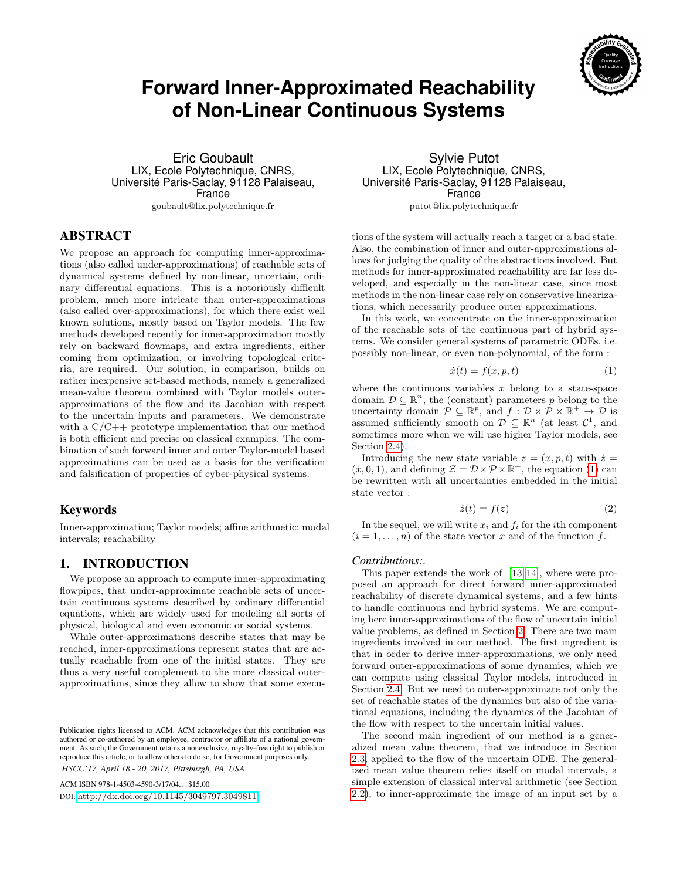# Forward Inner-Approximated Reachability of Non-Linear Continuous Systems

Eric Goubault
LIX, Ecole Polytechnique, CNRS,
Université Paris-Saclay, 91128 Palaiseau, France
goubault@lix.polytechnique.fr

Sylvie Putot
LIX, Ecole Polytechnique, CNRS,
Université Paris-Saclay, 91128 Palaiseau, France
putot@lix.polytechnique.fr

## ABSTRACT

We propose an approach for computing inner-approximations (also called under-approximations) of reachable sets of dynamical systems defined by non-linear, uncertain, ordinary differential equations. This is a notoriously difficult problem, much more intricate than outer-approximations (also called over-approximations), for which there exist well known solutions, mostly based on Taylor models. The few methods developed recently for inner-approximation mostly rely on backward flowmaps, and extra ingredients, either coming from optimization, or involving topological criteria, are required. Our solution, in comparison, builds on rather inexpensive set-based methods, namely a generalized mean-value theorem combined with Taylor models outer-approximations of the flow and its Jacobian with respect to the uncertain inputs and parameters. We demonstrate with a C/C++ prototype implementation that our method is both efficient and precise on classical examples. The combination of such forward inner and outer Taylor-model based approximations can be used as a basis for the verification and falsification of properties of cyber-physical systems.

## Keywords

Inner-approximation; Taylor models; affine arithmetic; modal intervals; reachability

## 1. INTRODUCTION

We propose an approach to compute inner-approximating flowpipes, that under-approximate reachable sets of uncertain continuous systems described by ordinary differential equations, which are widely used for modeling all sorts of physical, biological and even economic or social systems.

While outer-approximations describe states that may be reached, inner-approximations represent states that are actually reachable from one of the initial states. They are thus a very useful complement to the more classical outer-approximations, since they allow to show that some executions of the system will actually reach a target or a bad state. Also, the combination of inner and outer-approximations allows for judging the quality of the abstractions involved. But methods for inner-approximated reachability are far less developed, and especially in the non-linear case, since most methods in the non-linear case rely on conservative linearizations, which necessarily produce outer approximations.

In this work, we concentrate on the inner-approximation of the reachable sets of the continuous part of hybrid systems. We consider general systems of parametric ODEs, i.e. possibly non-linear, or even non-polynomial, of the form :

$$\dot{x}(t) = f(x, p, t) \tag{1}$$

where the continuous variables $x$ belong to a state-space domain $\mathcal{D} \subseteq \mathbb{R}^n$, the (constant) parameters $p$ belong to the uncertainty domain $\mathcal{P} \subseteq \mathbb{R}^p$, and $f : \mathcal{D} \times \mathcal{P} \times \mathbb{R}^+ \to \mathcal{D}$ is assumed sufficiently smooth on $\mathcal{D} \subseteq \mathbb{R}^n$ (at least $\mathcal{C}^1$, and sometimes more when we will use higher Taylor models, see Section 2.4).

Introducing the new state variable $z = (x, p, t)$ with $\dot{z} = (\dot{x}, 0, 1)$, and defining $\mathcal{Z} = \mathcal{D} \times \mathcal{P} \times \mathbb{R}^+$, the equation (1) can be rewritten with all uncertainties embedded in the initial state vector :

$$\dot{z}(t) = f(z) \tag{2}$$

In the sequel, we will write $x_i$ and $f_i$ for the $i$th component $(i = 1, \ldots, n)$ of the state vector $x$ and of the function $f$.

*Contributions:.*

This paper extends the work of [13, 14], where were proposed an approach for direct forward inner-approximated reachability of discrete dynamical systems, and a few hints to handle continuous and hybrid systems. We are computing here inner-approximations of the flow of uncertain initial value problems, as defined in Section 2. There are two main ingredients involved in our method. The first ingredient is that in order to derive inner-approximations, we only need forward outer-approximations of some dynamics, which we can compute using classical Taylor models, introduced in Section 2.4. But we need to outer-approximate not only the set of reachable states of the dynamics but also of the variational equations, including the dynamics of the Jacobian of the flow with respect to the uncertain initial values.

The second main ingredient of our method is a generalized mean value theorem, that we introduce in Section 2.3, applied to the flow of the uncertain ODE. The generalized mean value theorem relies itself on modal intervals, a simple extension of classical interval arithmetic (see Section 2.2), to inner-approximate the image of an input set by a

Publication rights licensed to ACM. ACM acknowledges that this contribution was authored or co-authored by an employee, contractor or affiliate of a national government. As such, the Government retains a nonexclusive, royalty-free right to publish or reproduce this article, or to allow others to do so, for Government purposes only.

*HSCC'17, April 18 - 20, 2017, Pittsburgh, PA, USA*

ACM ISBN 978-1-4503-4590-3/17/04...$15.00

DOI: http://dx.doi.org/10.1145/3049797.3049811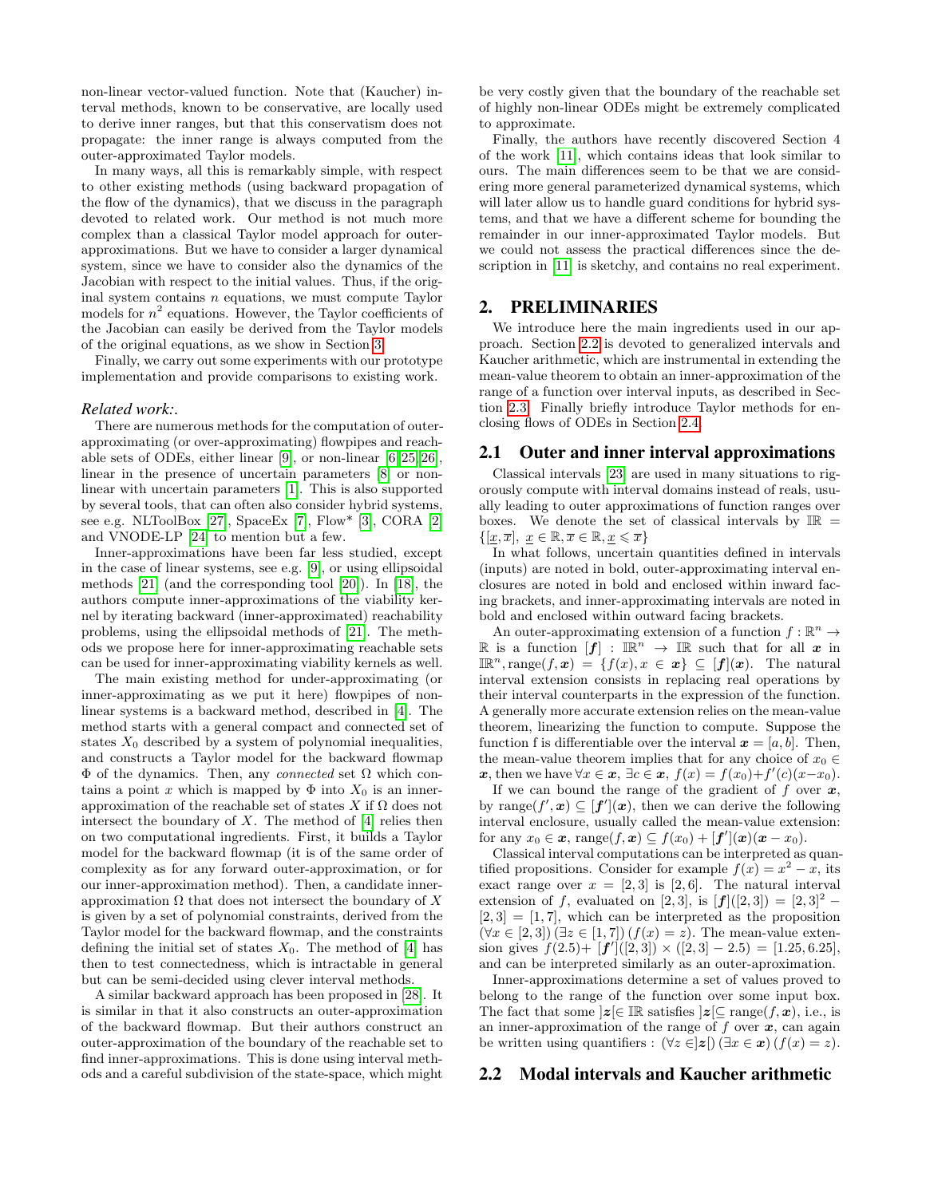non-linear vector-valued function. Note that (Kaucher) interval methods, known to be conservative, are locally used to derive inner ranges, but that this conservatism does not propagate: the inner range is always computed from the outer-approximated Taylor models.

In many ways, all this is remarkably simple, with respect to other existing methods (using backward propagation of the flow of the dynamics), that we discuss in the paragraph devoted to related work. Our method is not much more complex than a classical Taylor model approach for outer-approximations. But we have to consider a larger dynamical system, since we have to consider also the dynamics of the Jacobian with respect to the initial values. Thus, if the original system contains $n$ equations, we must compute Taylor models for $n^2$ equations. However, the Taylor coefficients of the Jacobian can easily be derived from the Taylor models of the original equations, as we show in Section 3.

Finally, we carry out some experiments with our prototype implementation and provide comparisons to existing work.

### *Related work:.*

There are numerous methods for the computation of outer-approximating (or over-approximating) flowpipes and reachable sets of ODEs, either linear [9], or non-linear [6, 25, 26], linear in the presence of uncertain parameters [8] or non-linear with uncertain parameters [1]. This is also supported by several tools, that can often also consider hybrid systems, see e.g. NLToolBox [27], SpaceEx [7], Flow* [3], CORA [2] and VNODE-LP [24] to mention but a few.

Inner-approximations have been far less studied, except in the case of linear systems, see e.g. [9], or using ellipsoidal methods [21] (and the corresponding tool [20]). In [18], the authors compute inner-approximations of the viability kernel by iterating backward (inner-approximated) reachability problems, using the ellipsoidal methods of [21]. The methods we propose here for inner-approximating reachable sets can be used for inner-approximating viability kernels as well.

The main existing method for under-approximating (or inner-approximating as we put it here) flowpipes of non-linear systems is a backward method, described in [4]. The method starts with a general compact and connected set of states $X_0$ described by a system of polynomial inequalities, and constructs a Taylor model for the backward flowmap $\Phi$ of the dynamics. Then, any *connected* set $\Omega$ which contains a point $x$ which is mapped by $\Phi$ into $X_0$ is an inner-approximation of the reachable set of states $X$ if $\Omega$ does not intersect the boundary of $X$. The method of [4] relies then on two computational ingredients. First, it builds a Taylor model for the backward flowmap (it is of the same order of complexity as for any forward outer-approximation, or for our inner-approximation method). Then, a candidate inner-approximation $\Omega$ that does not intersect the boundary of $X$ is given by a set of polynomial constraints, derived from the Taylor model for the backward flowmap, and the constraints defining the initial set of states $X_0$. The method of [4] has then to test connectedness, which is intractable in general but can be semi-decided using clever interval methods.

A similar backward approach has been proposed in [28]. It is similar in that it also constructs an outer-approximation of the backward flowmap. But their authors construct an outer-approximation of the boundary of the reachable set to find inner-approximations. This is done using interval methods and a careful subdivision of the state-space, which might be very costly given that the boundary of the reachable set of highly non-linear ODEs might be extremely complicated to approximate.

Finally, the authors have recently discovered Section 4 of the work [11], which contains ideas that look similar to ours. The main differences seem to be that we are considering more general parameterized dynamical systems, which will later allow us to handle guard conditions for hybrid systems, and that we have a different scheme for bounding the remainder in our inner-approximated Taylor models. But we could not assess the practical differences since the description in [11] is sketchy, and contains no real experiment.

## 2. PRELIMINARIES

We introduce here the main ingredients used in our approach. Section 2.2 is devoted to generalized intervals and Kaucher arithmetic, which are instrumental in extending the mean-value theorem to obtain an inner-approximation of the range of a function over interval inputs, as described in Section 2.3. Finally briefly introduce Taylor methods for enclosing flows of ODEs in Section 2.4.

### 2.1 Outer and inner interval approximations

Classical intervals [23] are used in many situations to rigorously compute with interval domains instead of reals, usually leading to outer approximations of function ranges over boxes. We denote the set of classical intervals by $\mathbb{IR} = \{[\underline{x}, \overline{x}],\ \underline{x} \in \mathbb{R}, \overline{x} \in \mathbb{R}, \underline{x} \leqslant \overline{x}\}$

In what follows, uncertain quantities defined in intervals (inputs) are noted in bold, outer-approximating interval enclosures are noted in bold and enclosed within inward facing brackets, and inner-approximating intervals are noted in bold and enclosed within outward facing brackets.

An outer-approximating extension of a function $f : \mathbb{R}^n \to \mathbb{R}$ is a function $[\boldsymbol{f}] : \mathbb{IR}^n \to \mathbb{IR}$ such that for all $\boldsymbol{x}$ in $\mathbb{IR}^n$, $\text{range}(f, \boldsymbol{x}) = \{f(x), x \in \boldsymbol{x}\} \subseteq [\boldsymbol{f}](\boldsymbol{x})$. The natural interval extension consists in replacing real operations by their interval counterparts in the expression of the function. A generally more accurate extension relies on the mean-value theorem, linearizing the function to compute. Suppose the function f is differentiable over the interval $\boldsymbol{x} = [a, b]$. Then, the mean-value theorem implies that for any choice of $x_0 \in \boldsymbol{x}$, then we have $\forall x \in \boldsymbol{x},\ \exists c \in \boldsymbol{x},\ f(x) = f(x_0) + f'(c)(x - x_0)$.

If we can bound the range of the gradient of $f$ over $\boldsymbol{x}$, by $\text{range}(f', \boldsymbol{x}) \subseteq [\boldsymbol{f}'](\boldsymbol{x})$, then we can derive the following interval enclosure, usually called the mean-value extension: for any $x_0 \in \boldsymbol{x}$, $\text{range}(f, \boldsymbol{x}) \subseteq f(x_0) + [\boldsymbol{f}'](\boldsymbol{x})(\boldsymbol{x} - x_0)$.

Classical interval computations can be interpreted as quantified propositions. Consider for example $f(x) = x^2 - x$, its exact range over $x = [2, 3]$ is $[2, 6]$. The natural interval extension of $f$, evaluated on $[2, 3]$, is $[\boldsymbol{f}]([2, 3]) = [2, 3]^2 - [2, 3] = [1, 7]$, which can be interpreted as the proposition $(\forall x \in [2, 3])\,(\exists z \in [1, 7])\,(f(x) = z)$. The mean-value extension gives $f(2.5) + [\boldsymbol{f}']([2, 3]) \times ([2, 3] - 2.5) = [1.25, 6.25]$, and can be interpreted similarly as an outer-aproximation.

Inner-approximations determine a set of values proved to belong to the range of the function over some input box. The fact that some $]\boldsymbol{z}[ \in \mathbb{IR}$ satisfies $]\boldsymbol{z}[ \subseteq \text{range}(f, \boldsymbol{x})$, i.e., is an inner-approximation of the range of $f$ over $\boldsymbol{x}$, can again be written using quantifiers : $(\forall z \in ]\boldsymbol{z}[)\,(\exists x \in \boldsymbol{x})\,(f(x) = z)$.

### 2.2 Modal intervals and Kaucher arithmetic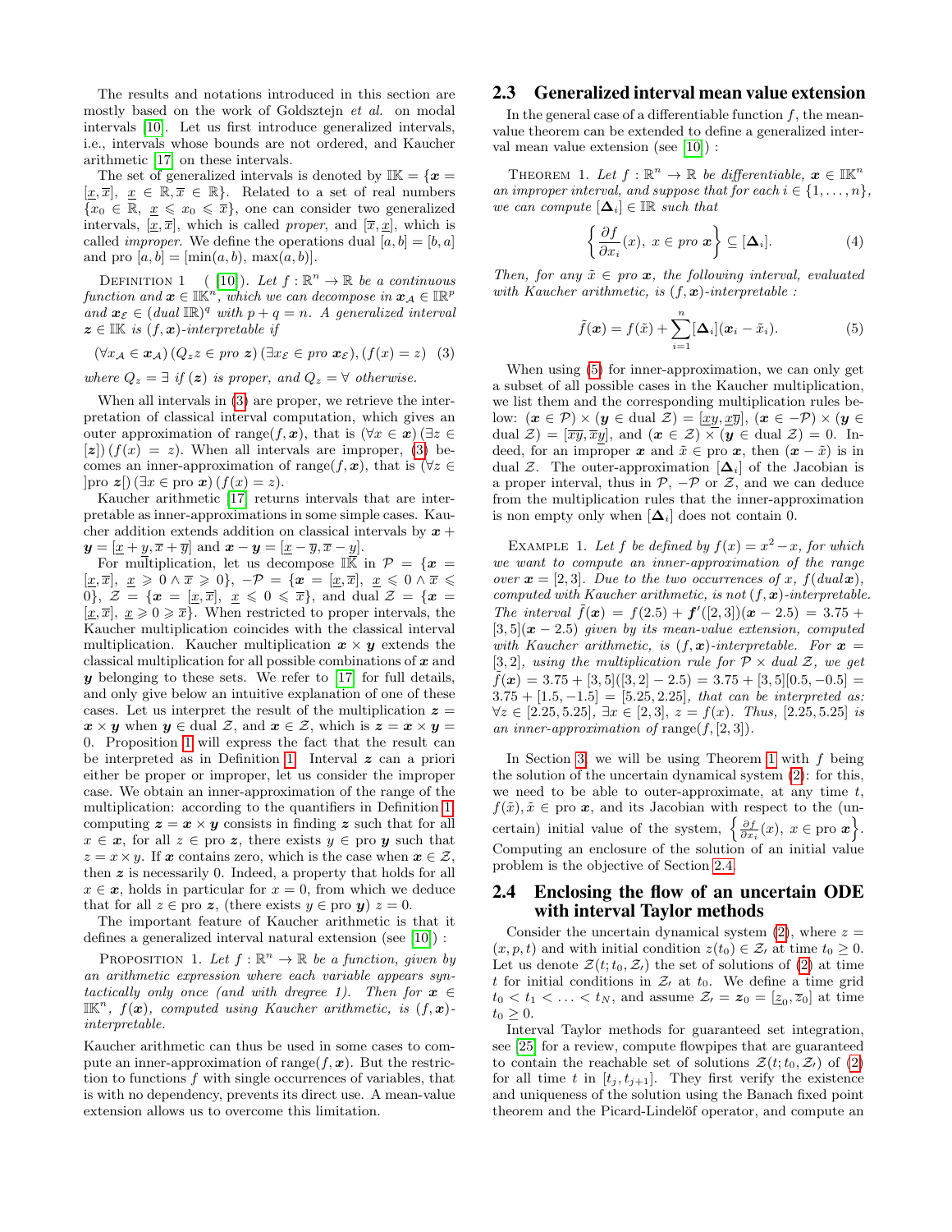The results and notations introduced in this section are mostly based on the work of Goldsztejn *et al.* on modal intervals [10]. Let us first introduce generalized intervals, i.e., intervals whose bounds are not ordered, and Kaucher arithmetic [17] on these intervals.

The set of generalized intervals is denoted by $\mathbb{IK} = \{\boldsymbol{x} = [\underline{x}, \overline{x}],\ \underline{x} \in \mathbb{R}, \overline{x} \in \mathbb{R}\}$. Related to a set of real numbers $\{x_0 \in \mathbb{R},\ \underline{x} \leqslant x_0 \leqslant \overline{x}\}$, one can consider two generalized intervals, $[\underline{x}, \overline{x}]$, which is called *proper*, and $[\overline{x}, \underline{x}]$, which is called *improper*. We define the operations dual $[a, b] = [b, a]$ and pro $[a, b] = [\min(a, b),\ \max(a, b)]$.

Definition 1 ([10]). *Let $f : \mathbb{R}^n \to \mathbb{R}$ be a continuous function and $\boldsymbol{x} \in \mathbb{IK}^n$, which we can decompose in $\boldsymbol{x}_{\mathcal{A}} \in \mathbb{IR}^p$ and $\boldsymbol{x}_{\mathcal{E}} \in (\text{dual } \mathbb{IR})^q$ with $p + q = n$. A generalized interval $\boldsymbol{z} \in \mathbb{IK}$ is $(f, \boldsymbol{x})$-interpretable if*

$$(\forall x_{\mathcal{A}} \in \boldsymbol{x}_{\mathcal{A}})\,(Q_z z \in \text{pro } \boldsymbol{z})\,(\exists x_{\mathcal{E}} \in \text{pro } \boldsymbol{x}_{\mathcal{E}}), (f(x) = z) \quad (3)$$

*where $Q_z = \exists$ if $(\boldsymbol{z})$ is proper, and $Q_z = \forall$ otherwise.*

When all intervals in (3) are proper, we retrieve the interpretation of classical interval computation, which gives an outer approximation of range$(f, \boldsymbol{x})$, that is $(\forall x \in \boldsymbol{x})\,(\exists z \in [\boldsymbol{z}])\,(f(x) = z)$. When all intervals are improper, (3) becomes an inner-approximation of range$(f, \boldsymbol{x})$, that is $(\forall z \in ]\text{pro } \boldsymbol{z}[)\,(\exists x \in \text{pro } \boldsymbol{x})\,(f(x) = z)$.

Kaucher arithmetic [17] returns intervals that are interpretable as inner-approximations in some simple cases. Kaucher addition extends addition on classical intervals by $\boldsymbol{x} + \boldsymbol{y} = [\underline{x} + \underline{y}, \overline{x} + \overline{y}]$ and $\boldsymbol{x} - \boldsymbol{y} = [\underline{x} - \overline{y}, \overline{x} - \underline{y}]$.

For multiplication, let us decompose $\mathbb{IK}$ in $\mathcal{P} = \{\boldsymbol{x} = [\underline{x}, \overline{x}],\ \underline{x} \geqslant 0 \wedge \overline{x} \geqslant 0\}$, $-\mathcal{P} = \{\boldsymbol{x} = [\underline{x}, \overline{x}],\ \underline{x} \leqslant 0 \wedge \overline{x} \leqslant 0\}$, $\mathcal{Z} = \{\boldsymbol{x} = [\underline{x}, \overline{x}],\ \underline{x} \leqslant 0 \leqslant \overline{x}\}$, and dual $\mathcal{Z} = \{\boldsymbol{x} = [\underline{x}, \overline{x}],\ \underline{x} \geqslant 0 \geqslant \overline{x}\}$. When restricted to proper intervals, the Kaucher multiplication coincides with the classical interval multiplication. Kaucher multiplication $\boldsymbol{x} \times \boldsymbol{y}$ extends the classical multiplication for all possible combinations of $\boldsymbol{x}$ and $\boldsymbol{y}$ belonging to these sets. We refer to [17] for full details, and only give below an intuitive explanation of one of these cases. Let us interpret the result of the multiplication $\boldsymbol{z} = \boldsymbol{x} \times \boldsymbol{y}$ when $\boldsymbol{y} \in$ dual $\mathcal{Z}$, and $\boldsymbol{x} \in \mathcal{Z}$, which is $\boldsymbol{z} = \boldsymbol{x} \times \boldsymbol{y} = 0$. Proposition 1 will express the fact that the result can be interpreted as in Definition 1. Interval $\boldsymbol{z}$ can a priori either be proper or improper, let us consider the improper case. We obtain an inner-approximation of the range of the multiplication: according to the quantifiers in Definition 1, computing $\boldsymbol{z} = \boldsymbol{x} \times \boldsymbol{y}$ consists in finding $\boldsymbol{z}$ such that for all $x \in \boldsymbol{x}$, for all $z \in$ pro $\boldsymbol{z}$, there exists $y \in$ pro $\boldsymbol{y}$ such that $z = x \times y$. If $\boldsymbol{x}$ contains zero, which is the case when $\boldsymbol{x} \in \mathcal{Z}$, then $\boldsymbol{z}$ is necessarily 0. Indeed, a property that holds for all $x \in \boldsymbol{x}$, holds in particular for $x = 0$, from which we deduce that for all $z \in$ pro $\boldsymbol{z}$, (there exists $y \in$ pro $\boldsymbol{y}$) $z = 0$.

The important feature of Kaucher arithmetic is that it defines a generalized interval natural extension (see [10]) :

Proposition 1. *Let $f : \mathbb{R}^n \to \mathbb{R}$ be a function, given by an arithmetic expression where each variable appears syntactically only once (and with dregree 1). Then for $\boldsymbol{x} \in \mathbb{IK}^n$, $f(\boldsymbol{x})$, computed using Kaucher arithmetic, is $(f, \boldsymbol{x})$-interpretable.*

Kaucher arithmetic can thus be used in some cases to compute an inner-approximation of range$(f, \boldsymbol{x})$. But the restriction to functions $f$ with single occurrences of variables, that is with no dependency, prevents its direct use. A mean-value extension allows us to overcome this limitation.

## 2.3 Generalized interval mean value extension

In the general case of a differentiable function $f$, the mean-value theorem can be extended to define a generalized interval mean value extension (see [10]) :

Theorem 1. *Let $f : \mathbb{R}^n \to \mathbb{R}$ be differentiable, $\boldsymbol{x} \in \mathbb{IK}^n$ an improper interval, and suppose that for each $i \in \{1, \ldots, n\}$, we can compute $[\boldsymbol{\Delta}_i] \in \mathbb{IR}$ such that*

$$\left\{ \frac{\partial f}{\partial x_i}(x),\ x \in \text{pro } \boldsymbol{x} \right\} \subseteq [\boldsymbol{\Delta}_i]. \quad (4)$$

*Then, for any $\tilde{x} \in$ pro $\boldsymbol{x}$, the following interval, evaluated with Kaucher arithmetic, is $(f, \boldsymbol{x})$-interpretable :*

$$\tilde{f}(\boldsymbol{x}) = f(\tilde{x}) + \sum_{i=1}^{n} [\boldsymbol{\Delta}_i](\boldsymbol{x}_i - \tilde{x}_i). \quad (5)$$

When using (5) for inner-approximation, we can only get a subset of all possible cases in the Kaucher multiplication, we list them and the corresponding multiplication rules below: $(\boldsymbol{x} \in \mathcal{P}) \times (\boldsymbol{y} \in \text{dual } \mathcal{Z}) = [\underline{x}\underline{y}, \underline{x}\overline{y}]$, $(\boldsymbol{x} \in -\mathcal{P}) \times (\boldsymbol{y} \in \text{dual } \mathcal{Z}) = [\overline{x}\overline{y}, \overline{x}\underline{y}]$, and $(\boldsymbol{x} \in \mathcal{Z}) \times (\boldsymbol{y} \in \text{dual } \mathcal{Z}) = 0$. Indeed, for an improper $\boldsymbol{x}$ and $\tilde{x} \in$ pro $\boldsymbol{x}$, then $(\boldsymbol{x} - \tilde{x})$ is in dual $\mathcal{Z}$. The outer-approximation $[\boldsymbol{\Delta}_i]$ of the Jacobian is a proper interval, thus in $\mathcal{P}$, $-\mathcal{P}$ or $\mathcal{Z}$, and we can deduce from the multiplication rules that the inner-approximation is non empty only when $[\boldsymbol{\Delta}_i]$ does not contain 0.

Example 1. *Let $f$ be defined by $f(x) = x^2 - x$, for which we want to compute an inner-approximation of the range over $\boldsymbol{x} = [2, 3]$. Due to the two occurrences of $x$, $f(\text{dual}\boldsymbol{x})$, computed with Kaucher arithmetic, is not $(f, \boldsymbol{x})$-interpretable. The interval $\tilde{f}(\boldsymbol{x}) = f(2.5) + \boldsymbol{f}'([2, 3])(\boldsymbol{x} - 2.5) = 3.75 + [3, 5](\boldsymbol{x} - 2.5)$ given by its mean-value extension, computed with Kaucher arithmetic, is $(f, \boldsymbol{x})$-interpretable. For $\boldsymbol{x} = [3, 2]$, using the multiplication rule for $\mathcal{P} \times$ dual $\mathcal{Z}$, we get $\tilde{f}(\boldsymbol{x}) = 3.75 + [3, 5]([3, 2] - 2.5) = 3.75 + [3, 5][0.5, -0.5] = 3.75 + [1.5, -1.5] = [5.25, 2.25]$, that can be interpreted as: $\forall z \in [2.25, 5.25]$, $\exists x \in [2, 3]$, $z = f(x)$. Thus, $[2.25, 5.25]$ is an inner-approximation of* range$(f, [2, 3])$.

In Section 3, we will be using Theorem 1 with $f$ being the solution of the uncertain dynamical system (2): for this, we need to be able to outer-approximate, at any time $t$, $f(\tilde{x}), \tilde{x} \in$ pro $\boldsymbol{x}$, and its Jacobian with respect to the (uncertain) initial value of the system, $\left\{ \frac{\partial f}{\partial x_i}(x),\ x \in \text{pro } \boldsymbol{x} \right\}$. Computing an enclosure of the solution of an initial value problem is the objective of Section 2.4.

## 2.4 Enclosing the flow of an uncertain ODE with interval Taylor methods

Consider the uncertain dynamical system (2), where $z = (x, p, t)$ and with initial condition $z(t_0) \in \mathcal{Z}_I$ at time $t_0 \geq 0$. Let us denote $\mathcal{Z}(t; t_0, \mathcal{Z}_I)$ the set of solutions of (2) at time $t$ for initial conditions in $\mathcal{Z}_I$ at $t_0$. We define a time grid $t_0 < t_1 < \ldots < t_N$, and assume $\mathcal{Z}_I = \boldsymbol{z}_0 = [\underline{z}_0, \overline{z}_0]$ at time $t_0 \geq 0$.

Interval Taylor methods for guaranteed set integration, see [25] for a review, compute flowpipes that are guaranteed to contain the reachable set of solutions $\mathcal{Z}(t; t_0, \mathcal{Z}_I)$ of (2) for all time $t$ in $[t_j, t_{j+1}]$. They first verify the existence and uniqueness of the solution using the Banach fixed point theorem and the Picard-Lindelöf operator, and compute an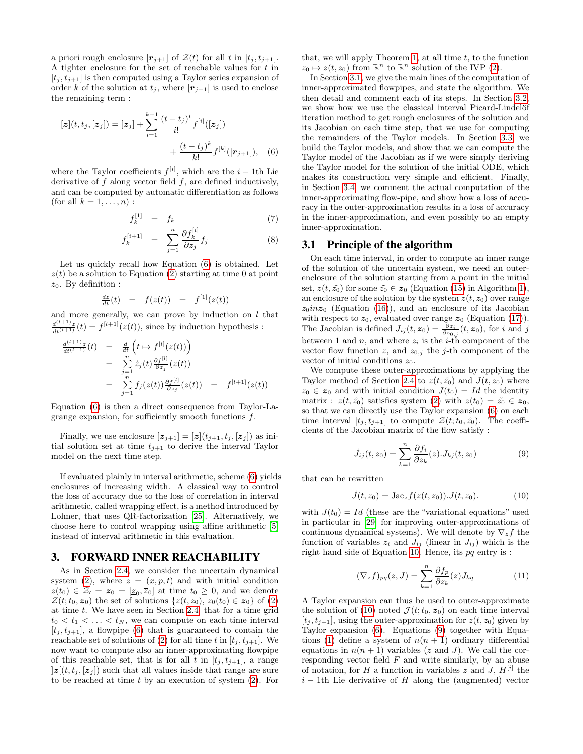a priori rough enclosure $[\boldsymbol{r}_{j+1}]$ of $\mathcal{Z}(t)$ for all $t$ in $[t_j, t_{j+1}]$. A tighter enclosure for the set of reachable values for $t$ in $[t_j, t_{j+1}]$ is then computed using a Taylor series expansion of order $k$ of the solution at $t_j$, where $[\boldsymbol{r}_{j+1}]$ is used to enclose the remaining term :

$$[\boldsymbol{z}](t, t_j, [\boldsymbol{z}_j]) = [\boldsymbol{z}_j] + \sum_{i=1}^{k-1} \frac{(t-t_j)^i}{i!} f^{[i]}([\boldsymbol{z}_j]) + \frac{(t-t_j)^k}{k!} f^{[k]}([\boldsymbol{r}_{j+1}]), \quad (6)$$

where the Taylor coefficients $f^{[i]}$, which are the $i-1$th Lie derivative of $f$ along vector field $f$, are defined inductively, and can be computed by automatic differentiation as follows (for all $k = 1, \ldots, n$) :

$$f_k^{[1]} = f_k \quad (7)$$

$$f_k^{[i+1]} = \sum_{j=1}^{n} \frac{\partial f_k^{[i]}}{\partial z_j} f_j \quad (8)$$

Let us quickly recall how Equation (6) is obtained. Let $z(t)$ be a solution to Equation (2) starting at time 0 at point $z_0$. By definition :

$$\frac{dz}{dt}(t) = f(z(t)) = f^{[1]}(z(t))$$

and more generally, we can prove by induction on $l$ that $\frac{d^{(l+1)}z}{dt^{(l+1)}}(t) = f^{[l+1]}(z(t))$, since by induction hypothesis :

$$\begin{aligned} \frac{d^{(l+1)}z}{dt^{(l+1)}}(t) &= \frac{d}{dt}\left(t \mapsto f^{[l]}(z(t))\right) \\ &= \sum_{j=1}^{n} \dot{z}_j(t) \frac{\partial f^{[l]}}{\partial z_j}(z(t)) \\ &= \sum_{j=1}^{n} f_j(z(t)) \frac{\partial f^{[l]}}{\partial z_j}(z(t)) = f^{[l+1]}(z(t)) \end{aligned}$$

Equation (6) is then a direct consequence from Taylor-Lagrange expansion, for sufficiently smooth functions $f$.

Finally, we use enclosure $[\boldsymbol{z}_{j+1}] = [\boldsymbol{z}](t_{j+1}, t_j, [\boldsymbol{z}_j])$ as initial solution set at time $t_{j+1}$ to derive the interval Taylor model on the next time step.

If evaluated plainly in interval arithmetic, scheme (6) yields enclosures of increasing width. A classical way to control the loss of accuracy due to the loss of correlation in interval arithmetic, called wrapping effect, is a method introduced by Lohner, that uses QR-factorization [25]. Alternatively, we choose here to control wrapping using affine arithmetic [5] instead of interval arithmetic in this evaluation.

## 3. FORWARD INNER REACHABILITY

As in Section 2.4, we consider the uncertain dynamical system (2), where $z = (x, p, t)$ and with initial condition $z(t_0) \in \mathcal{Z}_0 = \boldsymbol{z}_0 = [\underline{z}_0, \overline{z}_0]$ at time $t_0 \geq 0$, and we denote $\mathcal{Z}(t; t_0, \boldsymbol{z}_0)$ the set of solutions $\{z(t, z_0), z_0(t_0) \in \boldsymbol{z}_0\}$ of (2) at time $t$. We have seen in Section 2.4, that for a time grid $t_0 < t_1 < \ldots < t_N$, we can compute on each time interval $[t_j, t_{j+1}]$, a flowpipe (6) that is guaranteed to contain the reachable set of solutions of (2) for all time $t$ in $[t_j, t_{j+1}]$. We now want to compute also an inner-approximating flowpipe of this reachable set, that is for all $t$ in $[t_j, t_{j+1}]$, a range $]\boldsymbol{z}[(t, t_j, [\boldsymbol{z}_j])$ such that all values inside that range are sure to be reached at time $t$ by an execution of system (2). For that, we will apply Theorem 1, at all time $t$, to the function $z_0 \mapsto z(t, z_0)$ from $\mathbb{R}^n$ to $\mathbb{R}^n$ solution of the IVP (2).

In Section 3.1, we give the main lines of the computation of inner-approximated flowpipes, and state the algorithm. We then detail and comment each of its steps. In Section 3.2, we show how we use the classical interval Picard-Lindelöf iteration method to get rough enclosures of the solution and its Jacobian on each time step, that we use for computing the remainders of the Taylor models. In Section 3.3, we build the Taylor models, and show that we can compute the Taylor model of the Jacobian as if we were simply deriving the Taylor model for the solution of the initial ODE, which makes its construction very simple and efficient. Finally, in Section 3.4, we comment the actual computation of the inner-approximating flow-pipe, and show how a loss of accuracy in the outer-approximation results in a loss of accuracy in the inner-approximation, and even possibly to an empty inner-approximation.

### 3.1 Principle of the algorithm

On each time interval, in order to compute an inner range of the solution of the uncertain system, we need an outer-enclosure of the solution starting from a point in the initial set, $z(t, \tilde{z}_0)$ for some $\tilde{z}_0 \in \boldsymbol{z}_0$ (Equation (15) in Algorithm 1), an enclosure of the solution by the system $z(t, z_0)$ over range $z_0 in \boldsymbol{z}_0$ (Equation (16)), and an enclosure of its Jacobian with respect to $z_0$, evaluated over range $\boldsymbol{z}_0$ (Equation (17)). The Jacobian is defined $J_{ij}(t, \boldsymbol{z}_0) = \frac{\partial z_i}{\partial z_{0,j}}(t, z_0)$, for $i$ and $j$ between 1 and $n$, and where $z_i$ is the $i$-th component of the vector flow function $z$, and $z_{0,j}$ the $j$-th component of the vector of initial conditions $z_0$.

We compute these outer-approximations by applying the Taylor method of Section 2.4 to $z(t, \tilde{z}_0)$ and $J(t, z_0)$ where $z_0 \in \boldsymbol{z}_0$ and with initial condition $J(t_0) = Id$ the identity matrix : $z(t, \tilde{z}_0)$ satisfies system (2) with $z(t_0) = \tilde{z}_0 \in \boldsymbol{z}_0$, so that we can directly use the Taylor expansion (6) on each time interval $[t_j, t_{j+1}]$ to compute $\mathcal{Z}(t; t_0, \tilde{z}_0)$. The coefficients of the Jacobian matrix of the flow satisfy :

$$\dot{J}_{ij}(t, z_0) = \sum_{k=1}^{n} \frac{\partial f_i}{\partial z_k}(z).J_{kj}(t, z_0) \quad (9)$$

that can be rewritten

$$\dot{J}(t, z_0) = \text{Jac}_z f(z(t, z_0)).J(t, z_0). \quad (10)$$

with $J(t_0) = Id$ (these are the "variational equations" used in particular in [29] for improving outer-approximations of continuous dynamical systems). We will denote by $\nabla_z f$ the function of variables $z_i$ and $J_{ij}$ (linear in $J_{ij}$) which is the right hand side of Equation 10. Hence, its $pq$ entry is :

$$(\nabla_z f)_{pq}(z, J) = \sum_{k=1}^{n} \frac{\partial f_p}{\partial z_k}(z) J_{kq} \quad (11)$$

A Taylor expansion can thus be used to outer-approximate the solution of (10) noted $\mathcal{J}(t; t_0, \boldsymbol{z}_0)$ on each time interval $[t_j, t_{j+1}]$, using the outer-approximation for $z(t, z_0)$ given by Taylor expansion (6). Equations (9) together with Equations (1) define a system of $n(n+1)$ ordinary differential equations in $n(n+1)$ variables ($z$ and $J$). We call the corresponding vector field $F$ and write similarly, by an abuse of notation, for $H$ a function in variables $z$ and $J$, $H^{[i]}$ the $i-1$th Lie derivative of $H$ along the (augmented) vector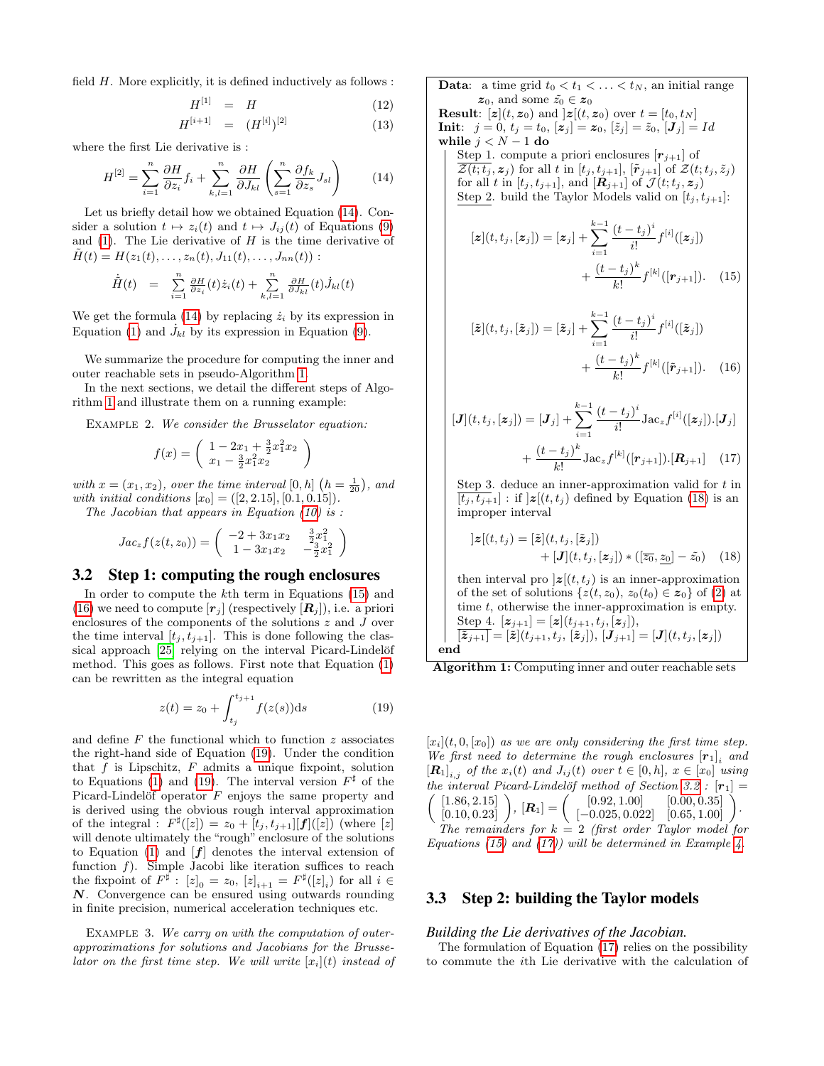field $H$. More explicitly, it is defined inductively as follows :

$$H^{[1]} = H \tag{12}$$

$$H^{[i+1]} = (H^{[i]})^{[2]} \tag{13}$$

where the first Lie derivative is :

$$H^{[2]} = \sum_{i=1}^{n} \frac{\partial H}{\partial z_i} f_i + \sum_{k,l=1}^{n} \frac{\partial H}{\partial J_{kl}} \left( \sum_{s=1}^{n} \frac{\partial f_k}{\partial z_s} J_{sl} \right) \tag{14}$$

Let us briefly detail how we obtained Equation (14). Consider a solution $t \mapsto z_i(t)$ and $t \mapsto J_{ij}(t)$ of Equations (9) and (1). The Lie derivative of $H$ is the time derivative of $\tilde{H}(t) = H(z_1(t), \ldots, z_n(t), J_{11}(t), \ldots, J_{nn}(t))$ :

$$\dot{\tilde{H}}(t) = \sum_{i=1}^{n} \frac{\partial H}{\partial z_i}(t) \dot{z}_i(t) + \sum_{k,l=1}^{n} \frac{\partial H}{\partial J_{kl}}(t) \dot{J}_{kl}(t)$$

We get the formula (14) by replacing $\dot{z}_i$ by its expression in Equation (1) and $\dot{J}_{kl}$ by its expression in Equation (9).

We summarize the procedure for computing the inner and outer reachable sets in pseudo-Algorithm 1.

In the next sections, we detail the different steps of Algorithm 1 and illustrate them on a running example:

Example 2. *We consider the Brusselator equation:*

$$f(x) = \begin{pmatrix} 1 - 2x_1 + \frac{3}{2}x_1^2 x_2 \\ x_1 - \frac{3}{2}x_1^2 x_2 \end{pmatrix}$$

*with $x = (x_1, x_2)$, over the time interval $[0, h]$ $\left(h = \frac{1}{20}\right)$, and with initial conditions $[x_0] = ([2, 2.15], [0.1, 0.15])$.*

*The Jacobian that appears in Equation (10) is :*

$$Jac_z f(z(t, z_0)) = \begin{pmatrix} -2 + 3x_1x_2 & \frac{3}{2}x_1^2 \\ 1 - 3x_1x_2 & -\frac{3}{2}x_1^2 \end{pmatrix}$$

## 3.2 Step 1: computing the rough enclosures

In order to compute the $k$th term in Equations (15) and (16) we need to compute $[\boldsymbol{r}_j]$ (respectively $[\boldsymbol{R}_j]$), i.e. a priori enclosures of the components of the solutions $z$ and $J$ over the time interval $[t_j, t_{j+1}]$. This is done following the classical approach [25] relying on the interval Picard-Lindelöf method. This goes as follows. First note that Equation (1) can be rewritten as the integral equation

$$z(t) = z_0 + \int_{t_j}^{t_{j+1}} f(z(s)) \mathrm{d}s \tag{19}$$

and define $F$ the functional which to function $z$ associates the right-hand side of Equation (19). Under the condition that $f$ is Lipschitz, $F$ admits a unique fixpoint, solution to Equations (1) and (19). The interval version $F^\sharp$ of the Picard-Lindelöf operator $F$ enjoys the same property and is derived using the obvious rough interval approximation of the integral : $F^\sharp([z]) = z_0 + [t_j, t_{j+1}][\boldsymbol{f}]([z])$ (where $[z]$ will denote ultimately the "rough" enclosure of the solutions to Equation (1) and $[\boldsymbol{f}]$ denotes the interval extension of function $f$). Simple Jacobi like iteration suffices to reach the fixpoint of $F^\sharp$ : $[z]_0 = z_0$, $[z]_{i+1} = F^\sharp([z]_i)$ for all $i \in \boldsymbol{N}$. Convergence can be ensured using outwards rounding in finite precision, numerical acceleration techniques etc.

Example 3. *We carry on with the computation of outer-approximations for solutions and Jacobians for the Brusselator on the first time step. We will write $[x_i](t)$ instead of $[x_i](t, 0, [x_0])$ as we are only considering the first time step. We first need to determine the rough enclosures $[\boldsymbol{r}_1]_i$ and $[\boldsymbol{R}_1]_{i,j}$ of the $x_i(t)$ and $J_{ij}(t)$ over $t \in [0, h]$, $x \in [x_0]$ using the interval Picard-Lindelöf method of Section 3.2 : $[\boldsymbol{r}_1] = \begin{pmatrix} [1.86, 2.15] \\ [0.10, 0.23] \end{pmatrix}$, $[\boldsymbol{R}_1] = \begin{pmatrix} [0.92, 1.00] & [0.00, 0.35] \\ [-0.025, 0.022] & [0.65, 1.00] \end{pmatrix}$.*

*The remainders for $k = 2$ (first order Taylor model for Equations (15) and (17)) will be determined in Example 4.*

---

**Data**: a time grid $t_0 < t_1 < \ldots < t_N$, an initial range $\boldsymbol{z}_0$, and some $\tilde{z}_0 \in \boldsymbol{z}_0$

**Result**: $[\boldsymbol{z}](t, \boldsymbol{z}_0)$ and $]\boldsymbol{z}[(t, \boldsymbol{z}_0)$ over $t = [t_0, t_N]$

**Init**: $j = 0$, $t_j = t_0$, $[\boldsymbol{z}_j] = \boldsymbol{z}_0$, $[\tilde{z}_j] = \tilde{z}_0$, $[\boldsymbol{J}_j] = Id$

**while** $j < N - 1$ **do**

Step 1. compute a priori enclosures $[\boldsymbol{r}_{j+1}]$ of $\mathcal{Z}(t; t_j, \boldsymbol{z}_j)$ for all $t$ in $[t_j, t_{j+1}]$, $[\tilde{\boldsymbol{r}}_{j+1}]$ of $\mathcal{Z}(t; t_j, \tilde{z}_j)$ for all $t$ in $[t_j, t_{j+1}]$, and $[\boldsymbol{R}_{j+1}]$ of $\mathcal{J}(t; t_j, \boldsymbol{z}_j)$

Step 2. build the Taylor Models valid on $[t_j, t_{j+1}]$:

$$[\boldsymbol{z}](t, t_j, [\boldsymbol{z}_j]) = [\boldsymbol{z}_j] + \sum_{i=1}^{k-1} \frac{(t - t_j)^i}{i!} f^{[i]}([\boldsymbol{z}_j]) + \frac{(t - t_j)^k}{k!} f^{[k]}([\boldsymbol{r}_{j+1}]). \tag{15}$$

$$[\tilde{\boldsymbol{z}}](t, t_j, [\tilde{\boldsymbol{z}}_j]) = [\tilde{\boldsymbol{z}}_j] + \sum_{i=1}^{k-1} \frac{(t - t_j)^i}{i!} f^{[i]}([\tilde{\boldsymbol{z}}_j]) + \frac{(t - t_j)^k}{k!} f^{[k]}([\tilde{\boldsymbol{r}}_{j+1}]). \tag{16}$$

$$[\boldsymbol{J}](t, t_j, [\boldsymbol{z}_j]) = [\boldsymbol{J}_j] + \sum_{i=1}^{k-1} \frac{(t - t_j)^i}{i!} \mathrm{Jac}_z f^{[i]}([\boldsymbol{z}_j]).[\boldsymbol{J}_j] + \frac{(t - t_j)^k}{k!} \mathrm{Jac}_z f^{[k]}([\boldsymbol{r}_{j+1}]).[\boldsymbol{R}_{j+1}] \tag{17}$$

Step 3. deduce an inner-approximation valid for $t$ in $[t_j, t_{j+1}]$ : if $]\boldsymbol{z}[(t, t_j)$ defined by Equation (18) is an improper interval

$$]\boldsymbol{z}[(t, t_j) = [\tilde{\boldsymbol{z}}](t, t_j, [\tilde{\boldsymbol{z}}_j]) + [\boldsymbol{J}](t, t_j, [\boldsymbol{z}_j]) * ([\overline{z_0}, \underline{z_0}] - \tilde{z}_0) \tag{18}$$

then interval pro $]\boldsymbol{z}[(t, t_j)$ is an inner-approximation of the set of solutions $\{z(t, z_0), z_0(t_0) \in \boldsymbol{z}_0\}$ of (2) at time $t$, otherwise the inner-approximation is empty.

Step 4. $[\boldsymbol{z}_{j+1}] = [\boldsymbol{z}](t_{j+1}, t_j, [\boldsymbol{z}_j])$, $[\tilde{\boldsymbol{z}}_{j+1}] = [\tilde{\boldsymbol{z}}](t_{j+1}, t_j, [\tilde{\boldsymbol{z}}_j])$, $[\boldsymbol{J}_{j+1}] = [\boldsymbol{J}](t, t_j, [\boldsymbol{z}_j])$

**end**

**Algorithm 1:** Computing inner and outer reachable sets

---

## 3.3 Step 2: building the Taylor models

*Building the Lie derivatives of the Jacobian.*

The formulation of Equation (17) relies on the possibility to commute the $i$th Lie derivative with the calculation of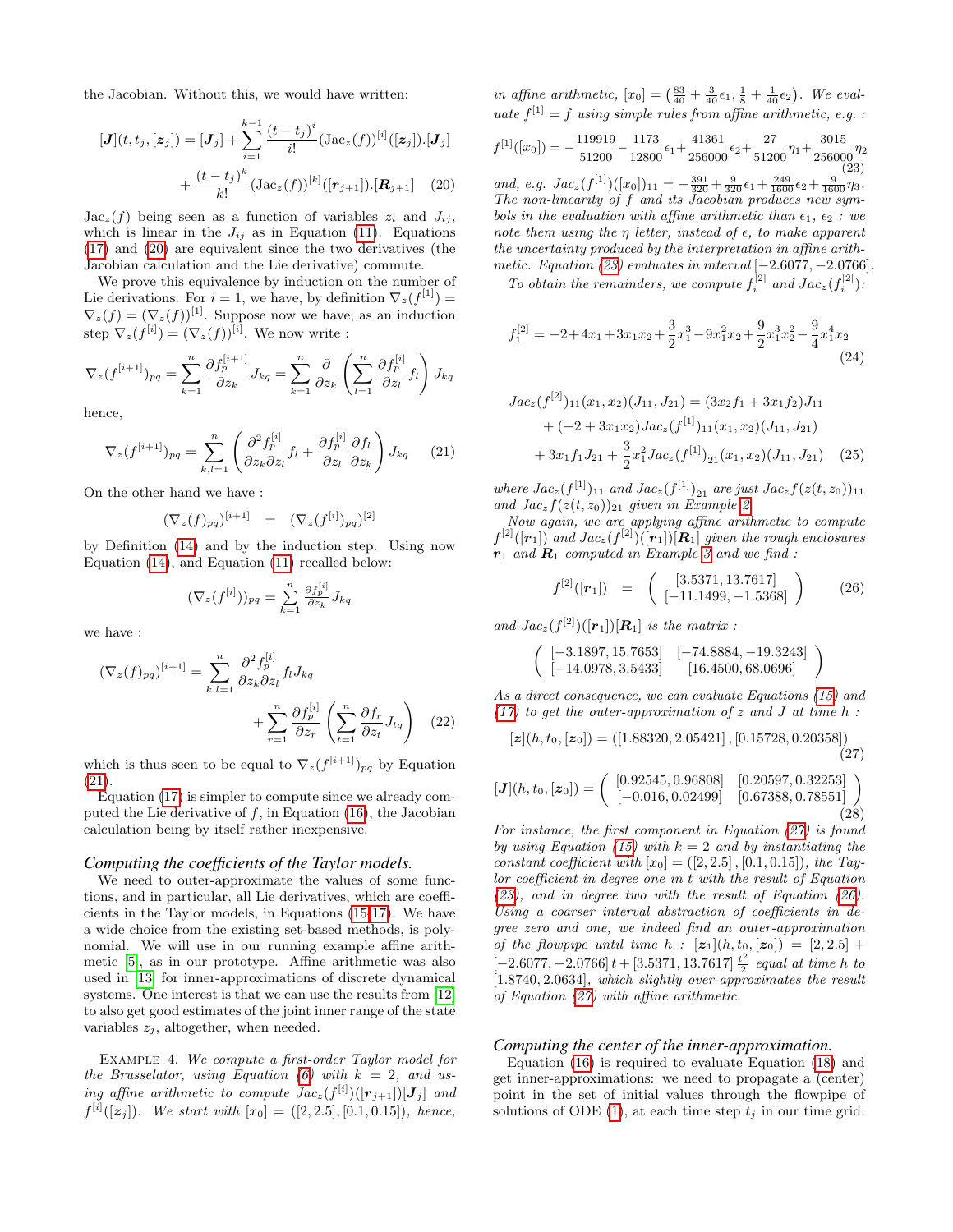the Jacobian. Without this, we would have written:

$$[\boldsymbol{J}](t,t_j,[\boldsymbol{z}_j]) = [\boldsymbol{J}_j] + \sum_{i=1}^{k-1} \frac{(t-t_j)^i}{i!}(\mathrm{Jac}_z(f))^{[i]}([\boldsymbol{z}_j]).[\boldsymbol{J}_j] + \frac{(t-t_j)^k}{k!}(\mathrm{Jac}_z(f))^{[k]}([\boldsymbol{r}_{j+1}]).[\boldsymbol{R}_{j+1}] \quad (20)$$

$\mathrm{Jac}_z(f)$ being seen as a function of variables $z_i$ and $J_{ij}$, which is linear in the $J_{ij}$ as in Equation (11). Equations (17) and (20) are equivalent since the two derivatives (the Jacobian calculation and the Lie derivative) commute.

We prove this equivalence by induction on the number of Lie derivations. For $i=1$, we have, by definition $\nabla_z(f^{[1]}) = \nabla_z(f) = (\nabla_z(f))^{[1]}$. Suppose now we have, as an induction step $\nabla_z(f^{[i]}) = (\nabla_z(f))^{[i]}$. We now write :

$$\nabla_z(f^{[i+1]})_{pq} = \sum_{k=1}^{n} \frac{\partial f_p^{[i+1]}}{\partial z_k} J_{kq} = \sum_{k=1}^{n} \frac{\partial}{\partial z_k}\left(\sum_{l=1}^{n} \frac{\partial f_p^{[i]}}{\partial z_l} f_l\right) J_{kq}$$

hence,

$$\nabla_z(f^{[i+1]})_{pq} = \sum_{k,l=1}^{n}\left(\frac{\partial^2 f_p^{[i]}}{\partial z_k \partial z_l} f_l + \frac{\partial f_p^{[i]}}{\partial z_l}\frac{\partial f_l}{\partial z_k}\right) J_{kq} \quad (21)$$

On the other hand we have :

$$(\nabla_z(f)_{pq})^{[i+1]} \quad = \quad (\nabla_z(f^{[i]})_{pq})^{[2]}$$

by Definition (14) and by the induction step. Using now Equation (14), and Equation (11) recalled below:

$$(\nabla_z(f^{[i]}))_{pq} = \sum_{k=1}^{n} \frac{\partial f_p^{[i]}}{\partial z_k} J_{kq}$$

we have :

$$(\nabla_z(f)_{pq})^{[i+1]} = \sum_{k,l=1}^{n} \frac{\partial^2 f_p^{[i]}}{\partial z_k \partial z_l} f_l J_{kq} + \sum_{r=1}^{n} \frac{\partial f_p^{[i]}}{\partial z_r}\left(\sum_{t=1}^{n} \frac{\partial f_r}{\partial z_t} J_{tq}\right) \quad (22)$$

which is thus seen to be equal to $\nabla_z(f^{[i+1]})_{pq}$ by Equation (21).

Equation (17) is simpler to compute since we already computed the Lie derivative of $f$, in Equation (16), the Jacobian calculation being by itself rather inexpensive.

### Computing the coefficients of the Taylor models.

We need to outer-approximate the values of some functions, and in particular, all Lie derivatives, which are coefficients in the Taylor models, in Equations (15-17). We have a wide choice from the existing set-based methods, is polynomial. We will use in our running example affine arithmetic [5], as in our prototype. Affine arithmetic was also used in [13] for inner-approximations of discrete dynamical systems. One interest is that we can use the results from [12] to also get good estimates of the joint inner range of the state variables $z_j$, altogether, when needed.

Example 4. *We compute a first-order Taylor model for the Brusselator, using Equation (6) with $k=2$, and using affine arithmetic to compute $Jac_z(f^{[i]})([\boldsymbol{r}_{j+1}])[\boldsymbol{J}_j]$ and $f^{[i]}([\boldsymbol{z}_j])$. We start with $[x_0] = ([2,2.5],[0.1,0.15])$, hence, in affine arithmetic, $[x_0] = \left(\frac{83}{40}+\frac{3}{40}\epsilon_1, \frac{1}{8}+\frac{1}{40}\epsilon_2\right)$. We evaluate $f^{[1]} = f$ using simple rules from affine arithmetic, e.g. :*

$$f^{[1]}([x_0]) = -\frac{119919}{51200} - \frac{1173}{12800}\epsilon_1 + \frac{41361}{256000}\epsilon_2 + \frac{27}{51200}\eta_1 + \frac{3015}{256000}\eta_2 \quad (23)$$

*and, e.g. $Jac_z(f^{[1]})([x_0])_{11} = -\frac{391}{320} + \frac{9}{320}\epsilon_1 + \frac{249}{1600}\epsilon_2 + \frac{9}{1600}\eta_3$. The non-linearity of $f$ and its Jacobian produces new symbols in the evaluation with affine arithmetic than $\epsilon_1$, $\epsilon_2$ : we note them using the $\eta$ letter, instead of $\epsilon$, to make apparent the uncertainty produced by the interpretation in affine arithmetic. Equation (23) evaluates in interval $[-2.6077, -2.0766]$.*

*To obtain the remainders, we compute $f_i^{[2]}$ and $Jac_z(f_i^{[2]})$:*

$$f_1^{[2]} = -2 + 4x_1 + 3x_1x_2 + \frac{3}{2}x_1^3 - 9x_1^2x_2 + \frac{9}{2}x_1^3x_2^2 - \frac{9}{4}x_1^4x_2 \quad (24)$$

$$Jac_z(f^{[2]})_{11}(x_1,x_2)(J_{11},J_{21}) = (3x_2f_1 + 3x_1f_2)J_{11} + (-2+3x_1x_2)Jac_z(f^{[1]})_{11}(x_1,x_2)(J_{11},J_{21}) + 3x_1f_1J_{21} + \frac{3}{2}x_1^2 Jac_z(f^{[1]})_{21}(x_1,x_2)(J_{11},J_{21}) \quad (25)$$

*where $Jac_z(f^{[1]})_{11}$ and $Jac_z(f^{[1]})_{21}$ are just $Jac_z f(z(t,z_0))_{11}$ and $Jac_z f(z(t,z_0))_{21}$ given in Example 2.*

*Now again, we are applying affine arithmetic to compute $f^{[2]}([\boldsymbol{r}_1])$ and $Jac_z(f^{[2]})([\boldsymbol{r}_1])[\boldsymbol{R}_1]$ given the rough enclosures $\boldsymbol{r}_1$ and $\boldsymbol{R}_1$ computed in Example 3 and we find :*

$$f^{[2]}([\boldsymbol{r}_1]) \quad = \quad \begin{pmatrix} [3.5371, 13.7617] \\ [-11.1499, -1.5368] \end{pmatrix} \quad (26)$$

*and $Jac_z(f^{[2]})([\boldsymbol{r}_1])[\boldsymbol{R}_1]$ is the matrix :*

$$\begin{pmatrix} [-3.1897, 15.7653] & [-74.8884, -19.3243] \\ [-14.0978, 3.5433] & [16.4500, 68.0696] \end{pmatrix}$$

*As a direct consequence, we can evaluate Equations (15) and (17) to get the outer-approximation of $z$ and $J$ at time $h$ :*

$$[\boldsymbol{z}](h,t_0,[\boldsymbol{z}_0]) = ([1.88320, 2.05421], [0.15728, 0.20358]) \quad (27)$$

$$[\boldsymbol{J}](h,t_0,[\boldsymbol{z}_0]) = \begin{pmatrix} [0.92545, 0.96808] & [0.20597, 0.32253] \\ [-0.016, 0.02499] & [0.67388, 0.78551] \end{pmatrix} \quad (28)$$

*For instance, the first component in Equation (27) is found by using Equation (15) with $k=2$ and by instantiating the constant coefficient with $[x_0] = ([2,2.5],[0.1,0.15])$, the Taylor coefficient in degree one in $t$ with the result of Equation (23), and in degree two with the result of Equation (26). Using a coarser interval abstraction of coefficients in degree zero and one, we indeed find an outer-approximation of the flowpipe until time $h$ : $[\boldsymbol{z}_1](h,t_0,[\boldsymbol{z}_0]) = [2,2.5] + [-2.6077, -2.0766]\,t + [3.5371, 13.7617]\,\frac{t^2}{2}$ equal at time $h$ to $[1.8740, 2.0634]$, which slightly over-approximates the result of Equation (27) with affine arithmetic.*

### Computing the center of the inner-approximation.

Equation (16) is required to evaluate Equation (18) and get inner-approximations: we need to propagate a (center) point in the set of initial values through the flowpipe of solutions of ODE (1), at each time step $t_j$ in our time grid.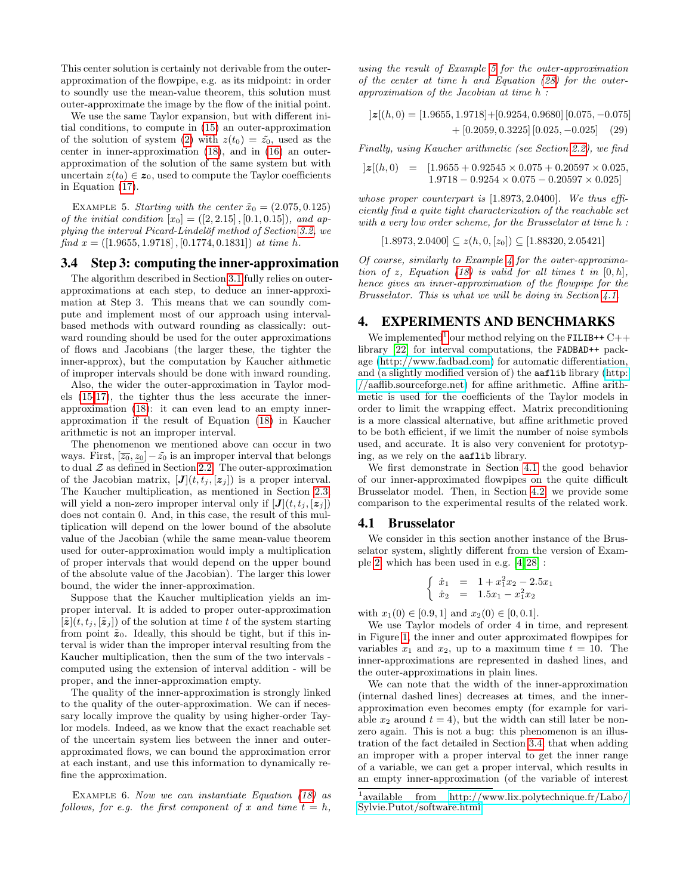This center solution is certainly not derivable from the outer-approximation of the flowpipe, e.g. as its midpoint: in order to soundly use the mean-value theorem, this solution must outer-approximate the image by the flow of the initial point.

We use the same Taylor expansion, but with different initial conditions, to compute in (15) an outer-approximation of the solution of system (2) with $z(t_0) = \tilde{z_0}$, used as the center in inner-approximation (18), and in (16) an outer-approximation of the solution of the same system but with uncertain $z(t_0) \in \boldsymbol{z}_0$, used to compute the Taylor coefficients in Equation (17).

Example 5. *Starting with the center $\tilde{x}_0 = (2.075, 0.125)$ of the initial condition $[x_0] = ([2, 2.15], [0.1, 0.15])$, and applying the interval Picard-Lindelöf method of Section 3.2, we find $x = ([1.9655, 1.9718], [0.1774, 0.1831])$ at time $h$.*

### 3.4 Step 3: computing the inner-approximation

The algorithm described in Section 3.1 fully relies on outer-approximations at each step, to deduce an inner-approximation at Step 3. This means that we can soundly compute and implement most of our approach using interval-based methods with outward rounding as classically: outward rounding should be used for the outer approximations of flows and Jacobians (the larger these, the tighter the inner-approx), but the computation by Kaucher aithmetic of improper intervals should be done with inward rounding.

Also, the wider the outer-approximation in Taylor models (15-17), the tighter thus the less accurate the inner-approximation (18): it can even lead to an empty inner-approximation if the result of Equation (18) in Kaucher arithmetic is not an improper interval.

The phenomenon we mentioned above can occur in two ways. First, $[\overline{z_0}, \underline{z_0}] - \tilde{z_0}$ is an improper interval that belongs to dual $\mathcal{Z}$ as defined in Section 2.2. The outer-approximation of the Jacobian matrix, $[\boldsymbol{J}](t, t_j, [\boldsymbol{z}_j])$ is a proper interval. The Kaucher multiplication, as mentioned in Section 2.3, will yield a non-zero improper interval only if $[\boldsymbol{J}](t, t_j, [\boldsymbol{z}_j])$ does not contain 0. And, in this case, the result of this multiplication will depend on the lower bound of the absolute value of the Jacobian (while the same mean-value theorem used for outer-approximation would imply a multiplication of proper intervals that would depend on the upper bound of the absolute value of the Jacobian). The larger this lower bound, the wider the inner-approximation.

Suppose that the Kaucher multiplication yields an improper interval. It is added to proper outer-approximation $[\tilde{\boldsymbol{z}}](t, t_j, [\tilde{\boldsymbol{z}}_j])$ of the solution at time $t$ of the system starting from point $\tilde{\boldsymbol{z}}_0$. Ideally, this should be tight, but if this interval is wider than the improper interval resulting from the Kaucher multiplication, then the sum of the two intervals - computed using the extension of interval addition - will be proper, and the inner-approximation empty.

The quality of the inner-approximation is strongly linked to the quality of the outer-approximation. We can if necessary locally improve the quality by using higher-order Taylor models. Indeed, as we know that the exact reachable set of the uncertain system lies between the inner and outer-approximated flows, we can bound the approximation error at each instant, and use this information to dynamically refine the approximation.

Example 6. *Now we can instantiate Equation (18) as follows, for e.g. the first component of $x$ and time $t = h$, using the result of Example 5 for the outer-approximation of the center at time $h$ and Equation (28) for the outer-approximation of the Jacobian at time $h$ :*

$$]\boldsymbol{z}[(h, 0) = [1.9655, 1.9718] + [0.9254, 0.9680]\,[0.075, -0.075] + [0.2059, 0.3225]\,[0.025, -0.025] \quad (29)$$

*Finally, using Kaucher arithmetic (see Section 2.2), we find*

$$]\boldsymbol{z}[(h, 0) \;=\; [1.9655 + 0.92545 \times 0.075 + 0.20597 \times 0.025,\; 1.9718 - 0.9254 \times 0.075 - 0.20597 \times 0.025]$$

*whose proper counterpart is $[1.8973, 2.0400]$. We thus efficiently find a quite tight characterization of the reachable set with a very low order scheme, for the Brusselator at time $h$ :*

$$[1.8973, 2.0400] \subseteq z(h, 0, [z_0]) \subseteq [1.88320, 2.05421]$$

*Of course, similarly to Example 4 for the outer-approximation of $z$, Equation (18) is valid for all times $t$ in $[0, h]$, hence gives an inner-approximation of the flowpipe for the Brusselator. This is what we will be doing in Section 4.1.*

## 4. EXPERIMENTS AND BENCHMARKS

We implemented[1] our method relying on the FILIB++ C++ library [22] for interval computations, the FADBAD++ package (http://www.fadbad.com) for automatic differentiation, and (a slightly modified version of) the `aaflib` library (http://aaflib.sourceforge.net) for affine arithmetic. Affine arithmetic is used for the coefficients of the Taylor models in order to limit the wrapping effect. Matrix preconditioning is a more classical alternative, but affine arithmetic proved to be both efficient, if we limit the number of noise symbols used, and accurate. It is also very convenient for prototyping, as we rely on the `aaflib` library.

We first demonstrate in Section 4.1 the good behavior of our inner-approximated flowpipes on the quite difficult Brusselator model. Then, in Section 4.2, we provide some comparison to the experimental results of the related work.

### 4.1 Brusselator

We consider in this section another instance of the Brusselator system, slightly different from the version of Example 2, which has been used in e.g. [4, 28] :

$$\begin{cases} \dot{x}_1 &=& 1 + x_1^2 x_2 - 2.5 x_1 \\ \dot{x}_2 &=& 1.5 x_1 - x_1^2 x_2 \end{cases}$$

with $x_1(0) \in [0.9, 1]$ and $x_2(0) \in [0, 0.1]$.

We use Taylor models of order 4 in time, and represent in Figure 1, the inner and outer approximated flowpipes for variables $x_1$ and $x_2$, up to a maximum time $t = 10$. The inner-approximations are represented in dashed lines, and the outer-approximations in plain lines.

We can note that the width of the inner-approximation (internal dashed lines) decreases at times, and the inner-approximation even becomes empty (for example for variable $x_2$ around $t = 4$), but the width can still later be nonzero again. This is not a bug: this phenomenon is an illustration of the fact detailed in Section 3.4, that when adding an improper with a proper interval to get the inner range of a variable, we can get a proper interval, which results in an empty inner-approximation (of the variable of interest

[1] available from http://www.lix.polytechnique.fr/Labo/Sylvie.Putot/software.html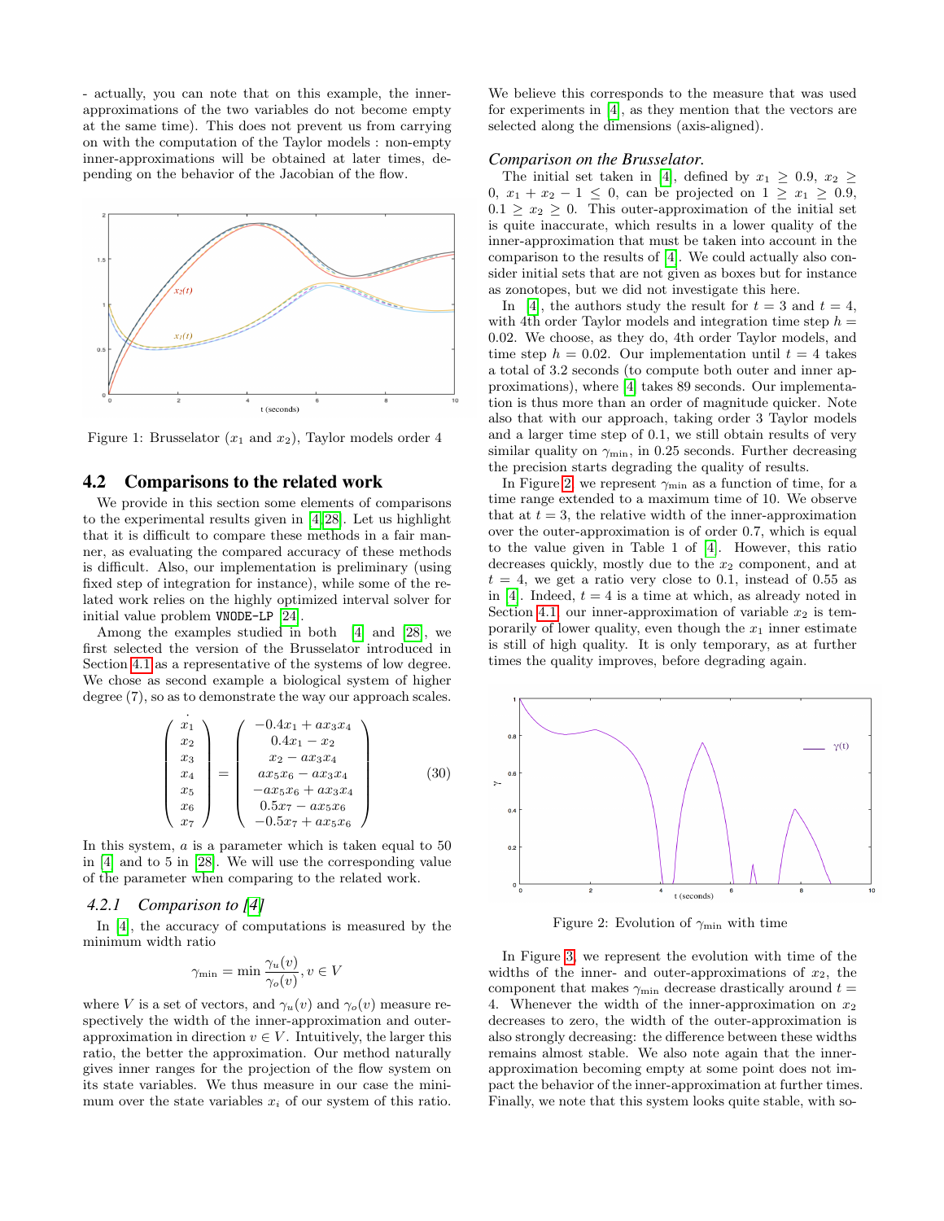- actually, you can note that on this example, the inner-approximations of the two variables do not become empty at the same time). This does not prevent us from carrying on with the computation of the Taylor models : non-empty inner-approximations will be obtained at later times, depending on the behavior of the Jacobian of the flow.

Figure 1: Brusselator ($x_1$ and $x_2$), Taylor models order 4

## 4.2 Comparisons to the related work

We provide in this section some elements of comparisons to the experimental results given in [4,28]. Let us highlight that it is difficult to compare these methods in a fair manner, as evaluating the compared accuracy of these methods is difficult. Also, our implementation is preliminary (using fixed step of integration for instance), while some of the related work relies on the highly optimized interval solver for initial value problem `VNODE-LP` [24].

Among the examples studied in both [4] and [28], we first selected the version of the Brusselator introduced in Section 4.1 as a representative of the systems of low degree. We chose as second example a biological system of higher degree (7), so as to demonstrate the way our approach scales.

$$
\begin{pmatrix} \dot{x}_1 \\ \dot{x}_2 \\ \dot{x}_3 \\ \dot{x}_4 \\ \dot{x}_5 \\ \dot{x}_6 \\ \dot{x}_7 \end{pmatrix} = \begin{pmatrix} -0.4x_1 + ax_3x_4 \\ 0.4x_1 - x_2 \\ x_2 - ax_3x_4 \\ ax_5x_6 - ax_3x_4 \\ -ax_5x_6 + ax_3x_4 \\ 0.5x_7 - ax_5x_6 \\ -0.5x_7 + ax_5x_6 \end{pmatrix} \tag{30}
$$

In this system, $a$ is a parameter which is taken equal to 50 in [4] and to 5 in [28]. We will use the corresponding value of the parameter when comparing to the related work.

### 4.2.1 Comparison to [4]

In [4], the accuracy of computations is measured by the minimum width ratio

$$
\gamma_{\min} = \min \frac{\gamma_u(v)}{\gamma_o(v)}, v \in V
$$

where $V$ is a set of vectors, and $\gamma_u(v)$ and $\gamma_o(v)$ measure respectively the width of the inner-approximation and outer-approximation in direction $v \in V$. Intuitively, the larger this ratio, the better the approximation. Our method naturally gives inner ranges for the projection of the flow system on its state variables. We thus measure in our case the minimum over the state variables $x_i$ of our system of this ratio. We believe this corresponds to the measure that was used for experiments in [4], as they mention that the vectors are selected along the dimensions (axis-aligned).

*Comparison on the Brusselator.*

The initial set taken in [4], defined by $x_1 \geq 0.9$, $x_2 \geq 0$, $x_1 + x_2 - 1 \leq 0$, can be projected on $1 \geq x_1 \geq 0.9$, $0.1 \geq x_2 \geq 0$. This outer-approximation of the initial set is quite inaccurate, which results in a lower quality of the inner-approximation that must be taken into account in the comparison to the results of [4]. We could actually also consider initial sets that are not given as boxes but for instance as zonotopes, but we did not investigate this here.

In [4], the authors study the result for $t = 3$ and $t = 4$, with 4th order Taylor models and integration time step $h = 0.02$. We choose, as they do, 4th order Taylor models, and time step $h = 0.02$. Our implementation until $t = 4$ takes a total of 3.2 seconds (to compute both outer and inner approximations), where [4] takes 89 seconds. Our implementation is thus more than an order of magnitude quicker. Note also that with our approach, taking order 3 Taylor models and a larger time step of 0.1, we still obtain results of very similar quality on $\gamma_{\min}$, in 0.25 seconds. Further decreasing the precision starts degrading the quality of results.

In Figure 2, we represent $\gamma_{\min}$ as a function of time, for a time range extended to a maximum time of 10. We observe that at $t = 3$, the relative width of the inner-approximation over the outer-approximation is of order 0.7, which is equal to the value given in Table 1 of [4]. However, this ratio decreases quickly, mostly due to the $x_2$ component, and at $t = 4$, we get a ratio very close to 0.1, instead of 0.55 as in [4]. Indeed, $t = 4$ is a time at which, as already noted in Section 4.1, our inner-approximation of variable $x_2$ is temporarily of lower quality, even though the $x_1$ inner estimate is still of high quality. It is only temporary, as at further times the quality improves, before degrading again.

Figure 2: Evolution of $\gamma_{\min}$ with time

In Figure 3, we represent the evolution with time of the widths of the inner- and outer-approximations of $x_2$, the component that makes $\gamma_{\min}$ decrease drastically around $t = 4$. Whenever the width of the inner-approximation on $x_2$ decreases to zero, the width of the outer-approximation is also strongly decreasing: the difference between these widths remains almost stable. We also note again that the inner-approximation becoming empty at some point does not impact the behavior of the inner-approximation at further times. Finally, we note that this system looks quite stable, with so-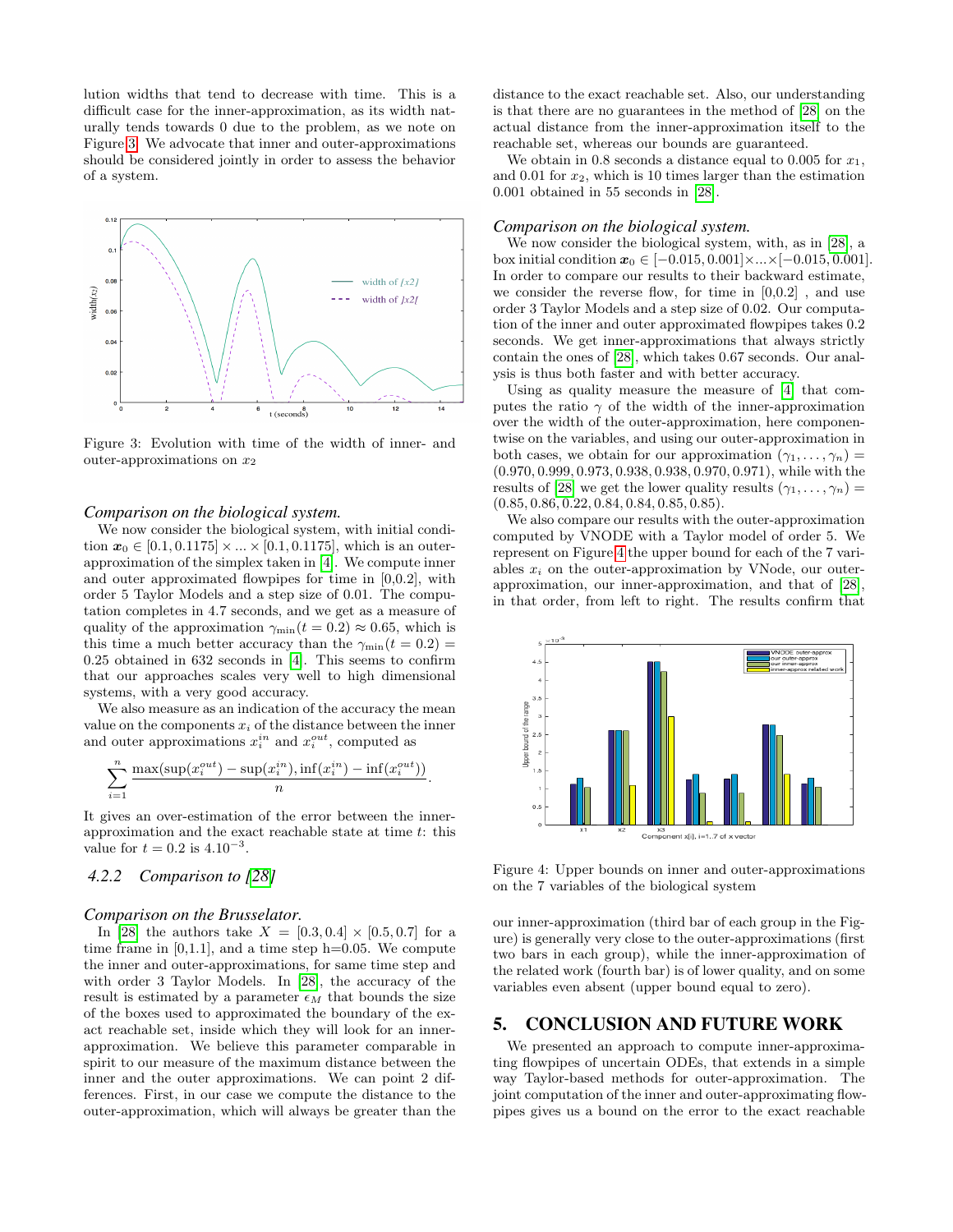lution widths that tend to decrease with time. This is a difficult case for the inner-approximation, as its width naturally tends towards 0 due to the problem, as we note on Figure 3. We advocate that inner and outer-approximations should be considered jointly in order to assess the behavior of a system.

Figure 3: Evolution with time of the width of inner- and outer-approximations on $x_2$

### *Comparison on the biological system.*

We now consider the biological system, with initial condition $\boldsymbol{x}_0 \in [0.1, 0.1175] \times ... \times [0.1, 0.1175]$, which is an outer-approximation of the simplex taken in [4]. We compute inner and outer approximated flowpipes for time in [0,0.2], with order 5 Taylor Models and a step size of 0.01. The computation completes in 4.7 seconds, and we get as a measure of quality of the approximation $\gamma_{\min}(t = 0.2) \approx 0.65$, which is this time a much better accuracy than the $\gamma_{\min}(t = 0.2) = 0.25$ obtained in 632 seconds in [4]. This seems to confirm that our approaches scales very well to high dimensional systems, with a very good accuracy.

We also measure as an indication of the accuracy the mean value on the components $x_i$ of the distance between the inner and outer approximations $x_i^{in}$ and $x_i^{out}$, computed as

$$\sum_{i=1}^{n} \frac{\max(\sup(x_i^{out}) - \sup(x_i^{in}), \inf(x_i^{in}) - \inf(x_i^{out}))}{n}.$$

It gives an over-estimation of the error between the inner-approximation and the exact reachable state at time $t$: this value for $t = 0.2$ is $4.10^{-3}$.

### 4.2.2 *Comparison to [28]*

### *Comparison on the Brusselator.*

In [28] the authors take $X = [0.3, 0.4] \times [0.5, 0.7]$ for a time frame in [0,1.1], and a time step h=0.05. We compute the inner and outer-approximations, for same time step and with order 3 Taylor Models. In [28], the accuracy of the result is estimated by a parameter $\epsilon_M$ that bounds the size of the boxes used to approximated the boundary of the exact reachable set, inside which they will look for an inner-approximation. We believe this parameter comparable in spirit to our measure of the maximum distance between the inner and the outer approximations. We can point 2 differences. First, in our case we compute the distance to the outer-approximation, which will always be greater than the distance to the exact reachable set. Also, our understanding is that there are no guarantees in the method of [28] on the actual distance from the inner-approximation itself to the reachable set, whereas our bounds are guaranteed.

We obtain in 0.8 seconds a distance equal to 0.005 for $x_1$, and 0.01 for $x_2$, which is 10 times larger than the estimation 0.001 obtained in 55 seconds in [28].

### *Comparison on the biological system.*

We now consider the biological system, with, as in [28], a box initial condition $\boldsymbol{x}_0 \in [-0.015, 0.001] \times ... \times [-0.015, 0.001]$. In order to compare our results to their backward estimate, we consider the reverse flow, for time in [0,0.2] , and use order 3 Taylor Models and a step size of 0.02. Our computation of the inner and outer approximated flowpipes takes 0.2 seconds. We get inner-approximations that always strictly contain the ones of [28], which takes 0.67 seconds. Our analysis is thus both faster and with better accuracy.

Using as quality measure the measure of [4] that computes the ratio $\gamma$ of the width of the inner-approximation over the width of the outer-approximation, here componentwise on the variables, and using our outer-approximation in both cases, we obtain for our approximation $(\gamma_1, \ldots, \gamma_n) = (0.970, 0.999, 0.973, 0.938, 0.938, 0.970, 0.971)$, while with the results of [28] we get the lower quality results $(\gamma_1, \ldots, \gamma_n) = (0.85, 0.86, 0.22, 0.84, 0.84, 0.85, 0.85)$.

We also compare our results with the outer-approximation computed by VNODE with a Taylor model of order 5. We represent on Figure 4 the upper bound for each of the 7 variables $x_i$ on the outer-approximation by VNode, our outer-approximation, our inner-approximation, and that of [28], in that order, from left to right. The results confirm that our inner-approximation (third bar of each group in the Figure) is generally very close to the outer-approximations (first two bars in each group), while the inner-approximation of the related work (fourth bar) is of lower quality, and on some variables even absent (upper bound equal to zero).

Figure 4: Upper bounds on inner and outer-approximations on the 7 variables of the biological system

## 5. CONCLUSION AND FUTURE WORK

We presented an approach to compute inner-approximating flowpipes of uncertain ODEs, that extends in a simple way Taylor-based methods for outer-approximation. The joint computation of the inner and outer-approximating flowpipes gives us a bound on the error to the exact reachable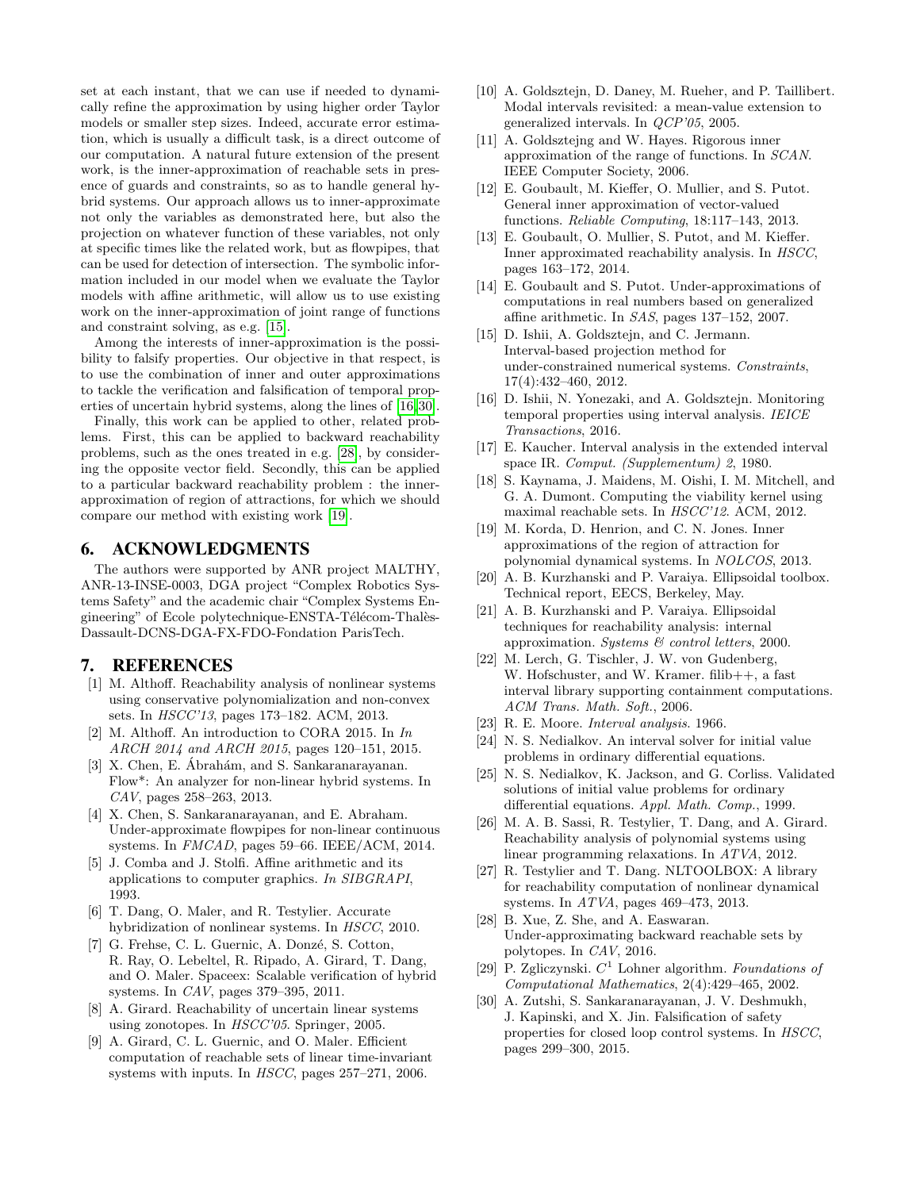set at each instant, that we can use if needed to dynamically refine the approximation by using higher order Taylor models or smaller step sizes. Indeed, accurate error estimation, which is usually a difficult task, is a direct outcome of our computation. A natural future extension of the present work, is the inner-approximation of reachable sets in presence of guards and constraints, so as to handle general hybrid systems. Our approach allows us to inner-approximate not only the variables as demonstrated here, but also the projection on whatever function of these variables, not only at specific times like the related work, but as flowpipes, that can be used for detection of intersection. The symbolic information included in our model when we evaluate the Taylor models with affine arithmetic, will allow us to use existing work on the inner-approximation of joint range of functions and constraint solving, as e.g. [15].

Among the interests of inner-approximation is the possibility to falsify properties. Our objective in that respect, is to use the combination of inner and outer approximations to tackle the verification and falsification of temporal properties of uncertain hybrid systems, along the lines of [16, 30].

Finally, this work can be applied to other, related problems. First, this can be applied to backward reachability problems, such as the ones treated in e.g. [28], by considering the opposite vector field. Secondly, this can be applied to a particular backward reachability problem : the inner-approximation of region of attractions, for which we should compare our method with existing work [19].

## 6. ACKNOWLEDGMENTS

The authors were supported by ANR project MALTHY, ANR-13-INSE-0003, DGA project "Complex Robotics Systems Safety" and the academic chair "Complex Systems Engineering" of Ecole polytechnique-ENSTA-Télécom-Thalès-Dassault-DCNS-DGA-FX-FDO-Fondation ParisTech.

## 7. REFERENCES

[1] M. Althoff. Reachability analysis of nonlinear systems using conservative polynomialization and non-convex sets. In *HSCC'13*, pages 173–182. ACM, 2013.

[2] M. Althoff. An introduction to CORA 2015. In *In ARCH 2014 and ARCH 2015*, pages 120–151, 2015.

[3] X. Chen, E. Ábrahám, and S. Sankaranarayanan. Flow*: An analyzer for non-linear hybrid systems. In *CAV*, pages 258–263, 2013.

[4] X. Chen, S. Sankaranarayanan, and E. Abraham. Under-approximate flowpipes for non-linear continuous systems. In *FMCAD*, pages 59–66. IEEE/ACM, 2014.

[5] J. Comba and J. Stolfi. Affine arithmetic and its applications to computer graphics. *In SIBGRAPI*, 1993.

[6] T. Dang, O. Maler, and R. Testylier. Accurate hybridization of nonlinear systems. In *HSCC*, 2010.

[7] G. Frehse, C. L. Guernic, A. Donzé, S. Cotton, R. Ray, O. Lebeltel, R. Ripado, A. Girard, T. Dang, and O. Maler. Spaceex: Scalable verification of hybrid systems. In *CAV*, pages 379–395, 2011.

[8] A. Girard. Reachability of uncertain linear systems using zonotopes. In *HSCC'05*. Springer, 2005.

[9] A. Girard, C. L. Guernic, and O. Maler. Efficient computation of reachable sets of linear time-invariant systems with inputs. In *HSCC*, pages 257–271, 2006.

[10] A. Goldsztejn, D. Daney, M. Rueher, and P. Taillibert. Modal intervals revisited: a mean-value extension to generalized intervals. In *QCP'05*, 2005.

[11] A. Goldsztejng and W. Hayes. Rigorous inner approximation of the range of functions. In *SCAN*. IEEE Computer Society, 2006.

[12] E. Goubault, M. Kieffer, O. Mullier, and S. Putot. General inner approximation of vector-valued functions. *Reliable Computing*, 18:117–143, 2013.

[13] E. Goubault, O. Mullier, S. Putot, and M. Kieffer. Inner approximated reachability analysis. In *HSCC*, pages 163–172, 2014.

[14] E. Goubault and S. Putot. Under-approximations of computations in real numbers based on generalized affine arithmetic. In *SAS*, pages 137–152, 2007.

[15] D. Ishii, A. Goldsztejn, and C. Jermann. Interval-based projection method for under-constrained numerical systems. *Constraints*, 17(4):432–460, 2012.

[16] D. Ishii, N. Yonezaki, and A. Goldsztejn. Monitoring temporal properties using interval analysis. *IEICE Transactions*, 2016.

[17] E. Kaucher. Interval analysis in the extended interval space IR. *Comput. (Supplementum) 2*, 1980.

[18] S. Kaynama, J. Maidens, M. Oishi, I. M. Mitchell, and G. A. Dumont. Computing the viability kernel using maximal reachable sets. In *HSCC'12*. ACM, 2012.

[19] M. Korda, D. Henrion, and C. N. Jones. Inner approximations of the region of attraction for polynomial dynamical systems. In *NOLCOS*, 2013.

[20] A. B. Kurzhanski and P. Varaiya. Ellipsoidal toolbox. Technical report, EECS, Berkeley, May.

[21] A. B. Kurzhanski and P. Varaiya. Ellipsoidal techniques for reachability analysis: internal approximation. *Systems & control letters*, 2000.

[22] M. Lerch, G. Tischler, J. W. von Gudenberg, W. Hofschuster, and W. Kramer. filib++, a fast interval library supporting containment computations. *ACM Trans. Math. Soft.*, 2006.

[23] R. E. Moore. *Interval analysis*. 1966.

[24] N. S. Nedialkov. An interval solver for initial value problems in ordinary differential equations.

[25] N. S. Nedialkov, K. Jackson, and G. Corliss. Validated solutions of initial value problems for ordinary differential equations. *Appl. Math. Comp.*, 1999.

[26] M. A. B. Sassi, R. Testylier, T. Dang, and A. Girard. Reachability analysis of polynomial systems using linear programming relaxations. In *ATVA*, 2012.

[27] R. Testylier and T. Dang. NLTOOLBOX: A library for reachability computation of nonlinear dynamical systems. In *ATVA*, pages 469–473, 2013.

[28] B. Xue, Z. She, and A. Easwaran. Under-approximating backward reachable sets by polytopes. In *CAV*, 2016.

[29] P. Zgliczynski. $C^1$ Lohner algorithm. *Foundations of Computational Mathematics*, 2(4):429–465, 2002.

[30] A. Zutshi, S. Sankaranarayanan, J. V. Deshmukh, J. Kapinski, and X. Jin. Falsification of safety properties for closed loop control systems. In *HSCC*, pages 299–300, 2015.